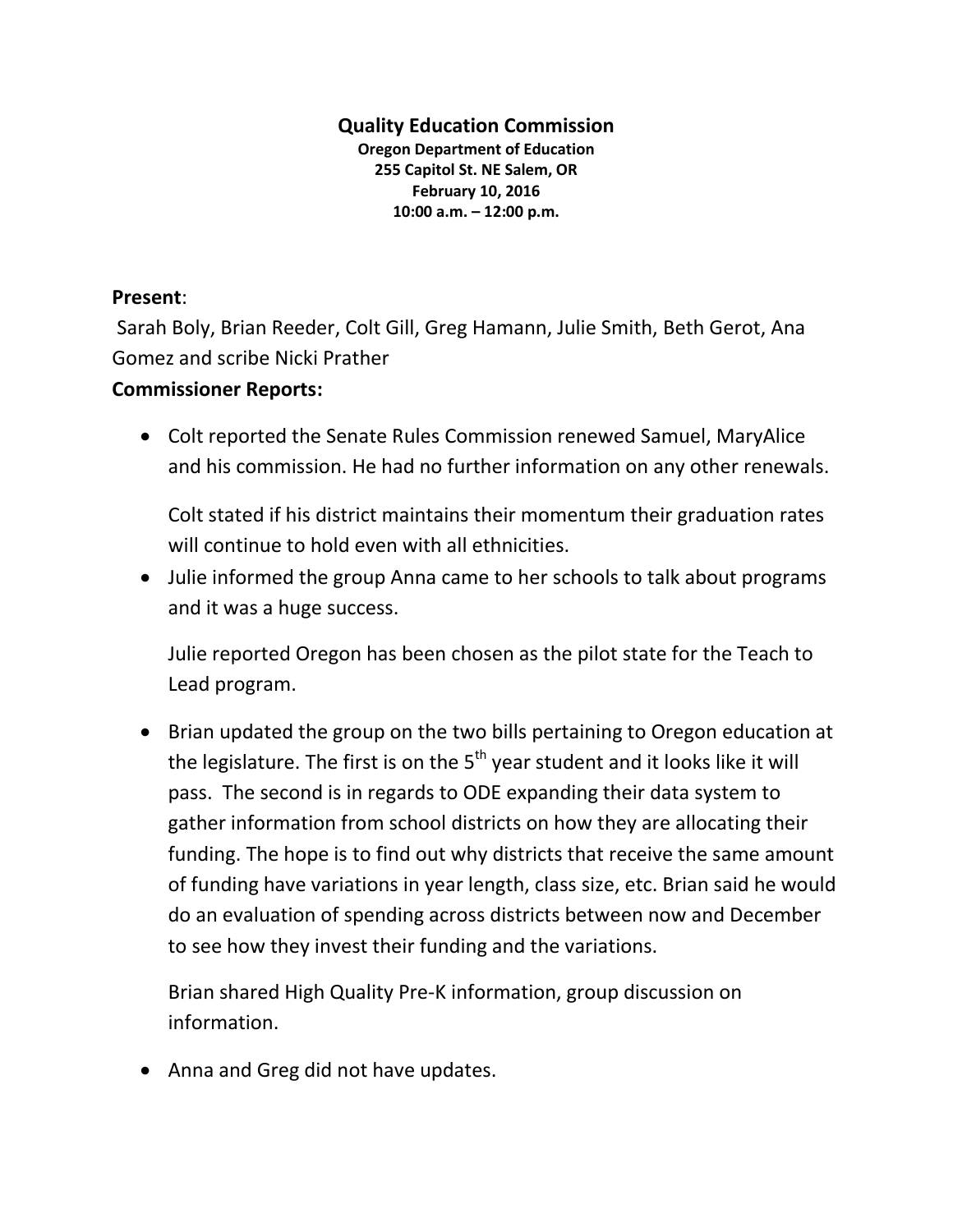# Quality Education Commission

**Oregon Department of Education**
**255 Capitol St. NE Salem, OR**
**February 10, 2016**
**10:00 a.m. – 12:00 p.m.**

**Present**:
Sarah Boly, Brian Reeder, Colt Gill, Greg Hamann, Julie Smith, Beth Gerot, Ana Gomez and scribe Nicki Prather

**Commissioner Reports:**

- Colt reported the Senate Rules Commission renewed Samuel, MaryAlice and his commission. He had no further information on any other renewals.

  Colt stated if his district maintains their momentum their graduation rates will continue to hold even with all ethnicities.

- Julie informed the group Anna came to her schools to talk about programs and it was a huge success.

  Julie reported Oregon has been chosen as the pilot state for the Teach to Lead program.

- Brian updated the group on the two bills pertaining to Oregon education at the legislature. The first is on the 5th year student and it looks like it will pass. The second is in regards to ODE expanding their data system to gather information from school districts on how they are allocating their funding. The hope is to find out why districts that receive the same amount of funding have variations in year length, class size, etc. Brian said he would do an evaluation of spending across districts between now and December to see how they invest their funding and the variations.

  Brian shared High Quality Pre-K information, group discussion on information.

- Anna and Greg did not have updates.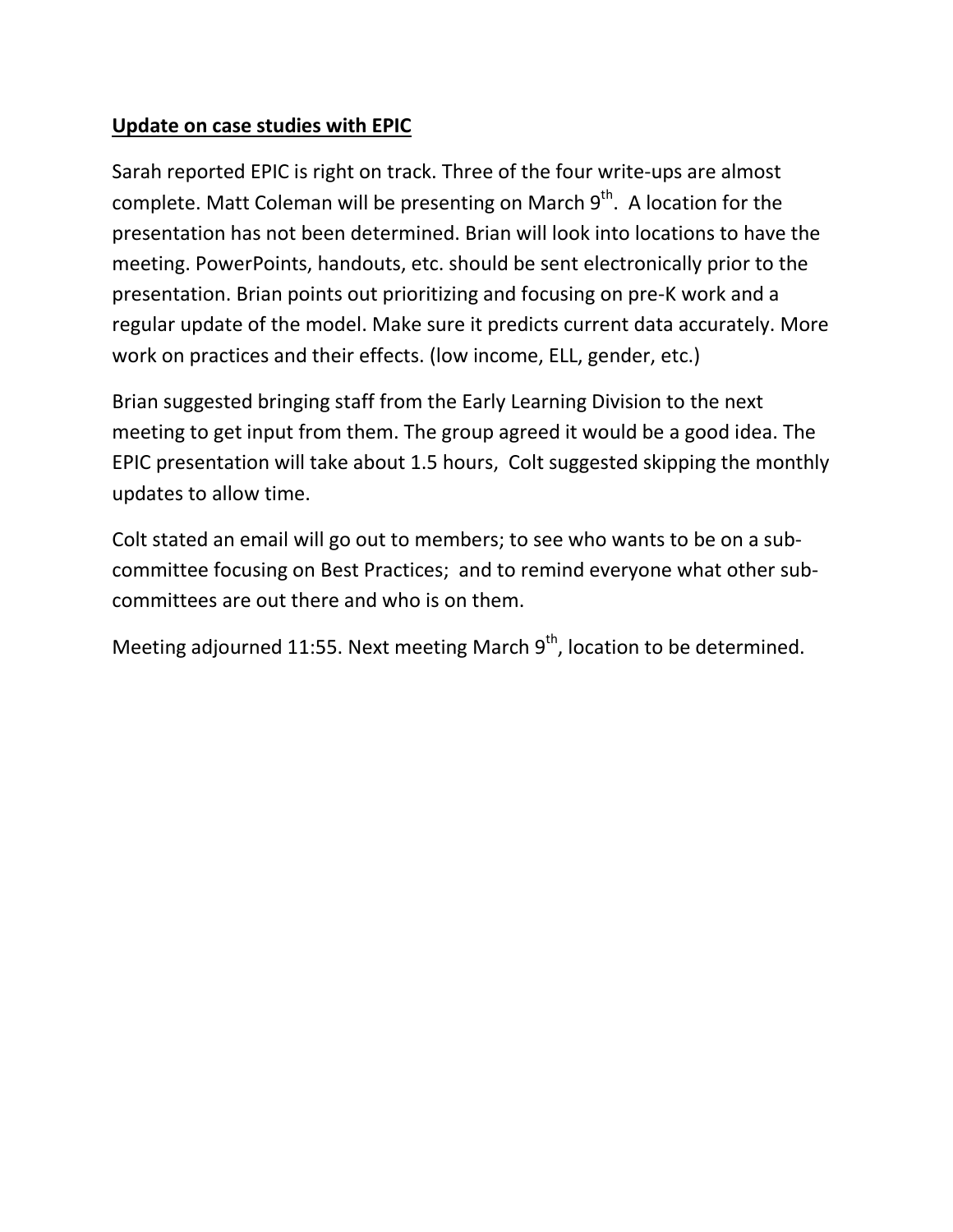**Update on case studies with EPIC**

Sarah reported EPIC is right on track. Three of the four write-ups are almost complete. Matt Coleman will be presenting on March 9th. A location for the presentation has not been determined. Brian will look into locations to have the meeting. PowerPoints, handouts, etc. should be sent electronically prior to the presentation. Brian points out prioritizing and focusing on pre-K work and a regular update of the model. Make sure it predicts current data accurately. More work on practices and their effects. (low income, ELL, gender, etc.)

Brian suggested bringing staff from the Early Learning Division to the next meeting to get input from them. The group agreed it would be a good idea. The EPIC presentation will take about 1.5 hours, Colt suggested skipping the monthly updates to allow time.

Colt stated an email will go out to members; to see who wants to be on a sub-committee focusing on Best Practices; and to remind everyone what other sub-committees are out there and who is on them.

Meeting adjourned 11:55. Next meeting March 9th, location to be determined.